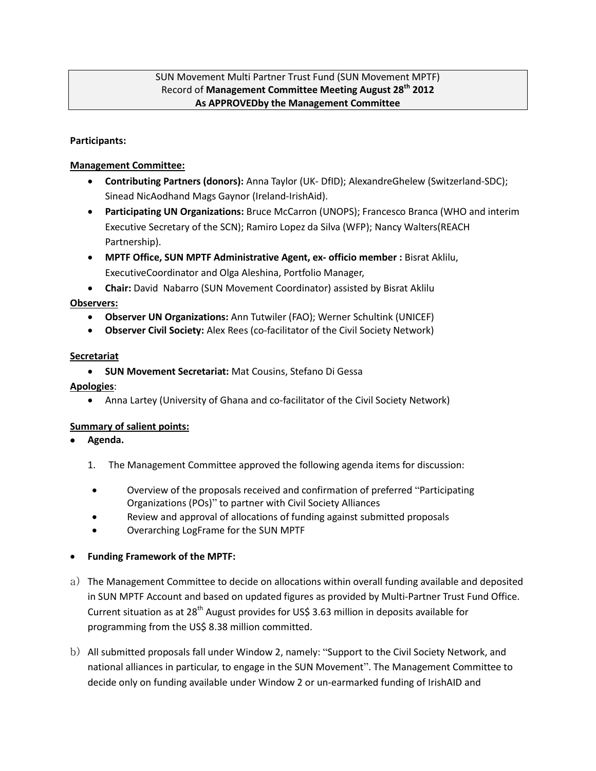SUN Movement Multi Partner Trust Fund (SUN Movement MPTF)
Record of **Management Committee Meeting August 28th 2012**
**As APPROVEDby the Management Committee**

**Participants:**

**Management Committee:**

- **Contributing Partners (donors):** Anna Taylor (UK- DfID); AlexandreGhelew (Switzerland-SDC); Sinead NicAodhand Mags Gaynor (Ireland-IrishAid).
- **Participating UN Organizations:** Bruce McCarron (UNOPS); Francesco Branca (WHO and interim Executive Secretary of the SCN); Ramiro Lopez da Silva (WFP); Nancy Walters(REACH Partnership).
- **MPTF Office, SUN MPTF Administrative Agent, ex- officio member :** Bisrat Aklilu, ExecutiveCoordinator and Olga Aleshina, Portfolio Manager,
- **Chair:** David Nabarro (SUN Movement Coordinator) assisted by Bisrat Aklilu

**Observers:**

- **Observer UN Organizations:** Ann Tutwiler (FAO); Werner Schultink (UNICEF)
- **Observer Civil Society:** Alex Rees (co-facilitator of the Civil Society Network)

**Secretariat**

- **SUN Movement Secretariat:** Mat Cousins, Stefano Di Gessa

**Apologies**:

- Anna Lartey (University of Ghana and co-facilitator of the Civil Society Network)

**Summary of salient points:**

- **Agenda.**

  1. The Management Committee approved the following agenda items for discussion:

  - Overview of the proposals received and confirmation of preferred "Participating Organizations (POs)" to partner with Civil Society Alliances
  - Review and approval of allocations of funding against submitted proposals
  - Overarching LogFrame for the SUN MPTF

- **Funding Framework of the MPTF:**

a) The Management Committee to decide on allocations within overall funding available and deposited in SUN MPTF Account and based on updated figures as provided by Multi-Partner Trust Fund Office. Current situation as at 28th August provides for US$ 3.63 million in deposits available for programming from the US$ 8.38 million committed.

b) All submitted proposals fall under Window 2, namely: "Support to the Civil Society Network, and national alliances in particular, to engage in the SUN Movement". The Management Committee to decide only on funding available under Window 2 or un-earmarked funding of IrishAID and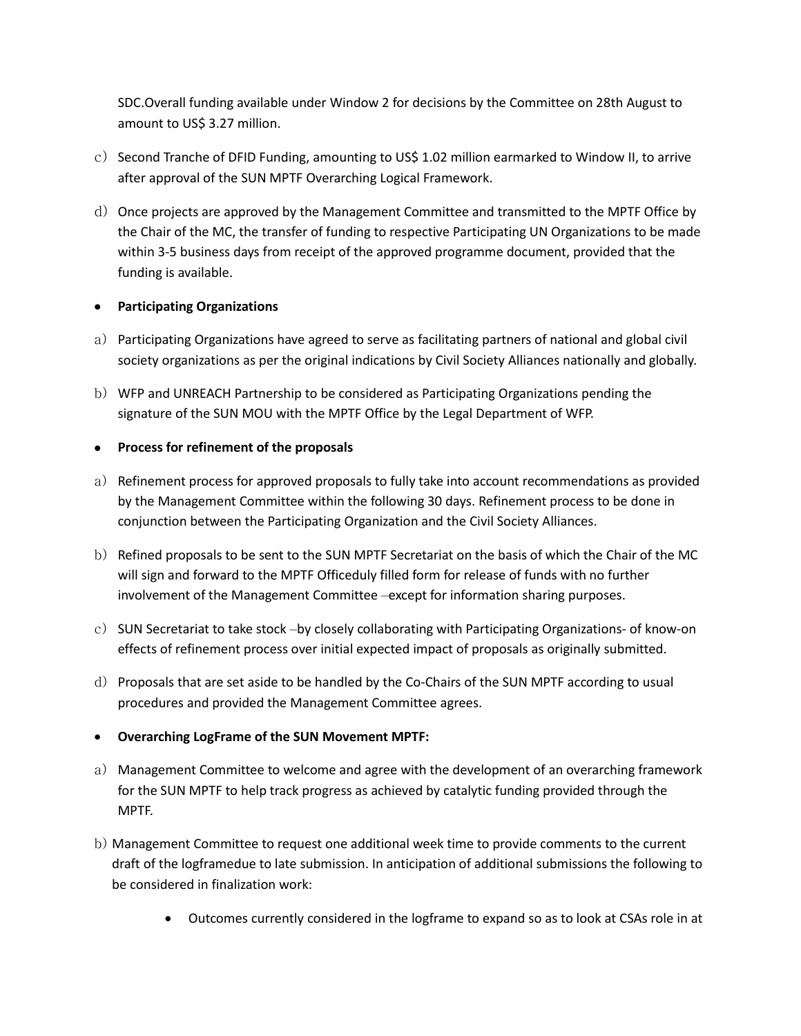SDC.Overall funding available under Window 2 for decisions by the Committee on 28th August to amount to US$ 3.27 million.

c) Second Tranche of DFID Funding, amounting to US$ 1.02 million earmarked to Window II, to arrive after approval of the SUN MPTF Overarching Logical Framework.

d) Once projects are approved by the Management Committee and transmitted to the MPTF Office by the Chair of the MC, the transfer of funding to respective Participating UN Organizations to be made within 3-5 business days from receipt of the approved programme document, provided that the funding is available.

- **Participating Organizations**

a) Participating Organizations have agreed to serve as facilitating partners of national and global civil society organizations as per the original indications by Civil Society Alliances nationally and globally.

b) WFP and UNREACH Partnership to be considered as Participating Organizations pending the signature of the SUN MOU with the MPTF Office by the Legal Department of WFP.

- **Process for refinement of the proposals**

a) Refinement process for approved proposals to fully take into account recommendations as provided by the Management Committee within the following 30 days. Refinement process to be done in conjunction between the Participating Organization and the Civil Society Alliances.

b) Refined proposals to be sent to the SUN MPTF Secretariat on the basis of which the Chair of the MC will sign and forward to the MPTF Officeduly filled form for release of funds with no further involvement of the Management Committee –except for information sharing purposes.

c) SUN Secretariat to take stock –by closely collaborating with Participating Organizations- of know-on effects of refinement process over initial expected impact of proposals as originally submitted.

d) Proposals that are set aside to be handled by the Co-Chairs of the SUN MPTF according to usual procedures and provided the Management Committee agrees.

- **Overarching LogFrame of the SUN Movement MPTF:**

a) Management Committee to welcome and agree with the development of an overarching framework for the SUN MPTF to help track progress as achieved by catalytic funding provided through the MPTF.

b) Management Committee to request one additional week time to provide comments to the current draft of the logframedue to late submission. In anticipation of additional submissions the following to be considered in finalization work:

    - Outcomes currently considered in the logframe to expand so as to look at CSAs role in at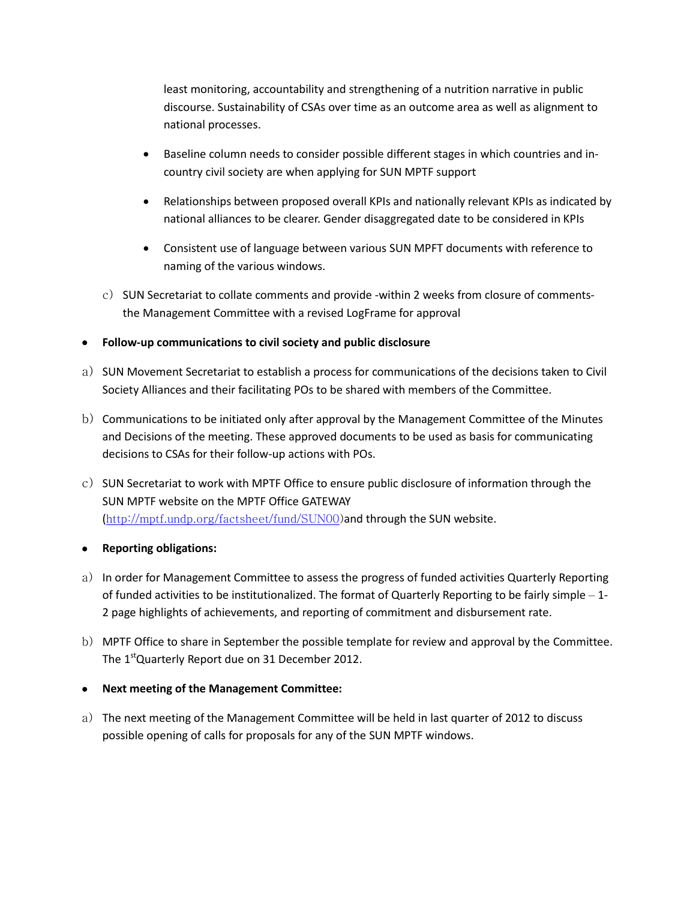least monitoring, accountability and strengthening of a nutrition narrative in public discourse. Sustainability of CSAs over time as an outcome area as well as alignment to national processes.

- Baseline column needs to consider possible different stages in which countries and in-country civil society are when applying for SUN MPTF support
- Relationships between proposed overall KPIs and nationally relevant KPIs as indicated by national alliances to be clearer. Gender disaggregated date to be considered in KPIs
- Consistent use of language between various SUN MPFT documents with reference to naming of the various windows.

c) SUN Secretariat to collate comments and provide -within 2 weeks from closure of comments- the Management Committee with a revised LogFrame for approval

- **Follow-up communications to civil society and public disclosure**

a) SUN Movement Secretariat to establish a process for communications of the decisions taken to Civil Society Alliances and their facilitating POs to be shared with members of the Committee.

b) Communications to be initiated only after approval by the Management Committee of the Minutes and Decisions of the meeting. These approved documents to be used as basis for communicating decisions to CSAs for their follow-up actions with POs.

c) SUN Secretariat to work with MPTF Office to ensure public disclosure of information through the SUN MPTF website on the MPTF Office GATEWAY (http://mptf.undp.org/factsheet/fund/SUN00)and through the SUN website.

- **Reporting obligations:**

a) In order for Management Committee to assess the progress of funded activities Quarterly Reporting of funded activities to be institutionalized. The format of Quarterly Reporting to be fairly simple – 1-2 page highlights of achievements, and reporting of commitment and disbursement rate.

b) MPTF Office to share in September the possible template for review and approval by the Committee. The 1$^{st}$Quarterly Report due on 31 December 2012.

- **Next meeting of the Management Committee:**

a) The next meeting of the Management Committee will be held in last quarter of 2012 to discuss possible opening of calls for proposals for any of the SUN MPTF windows.